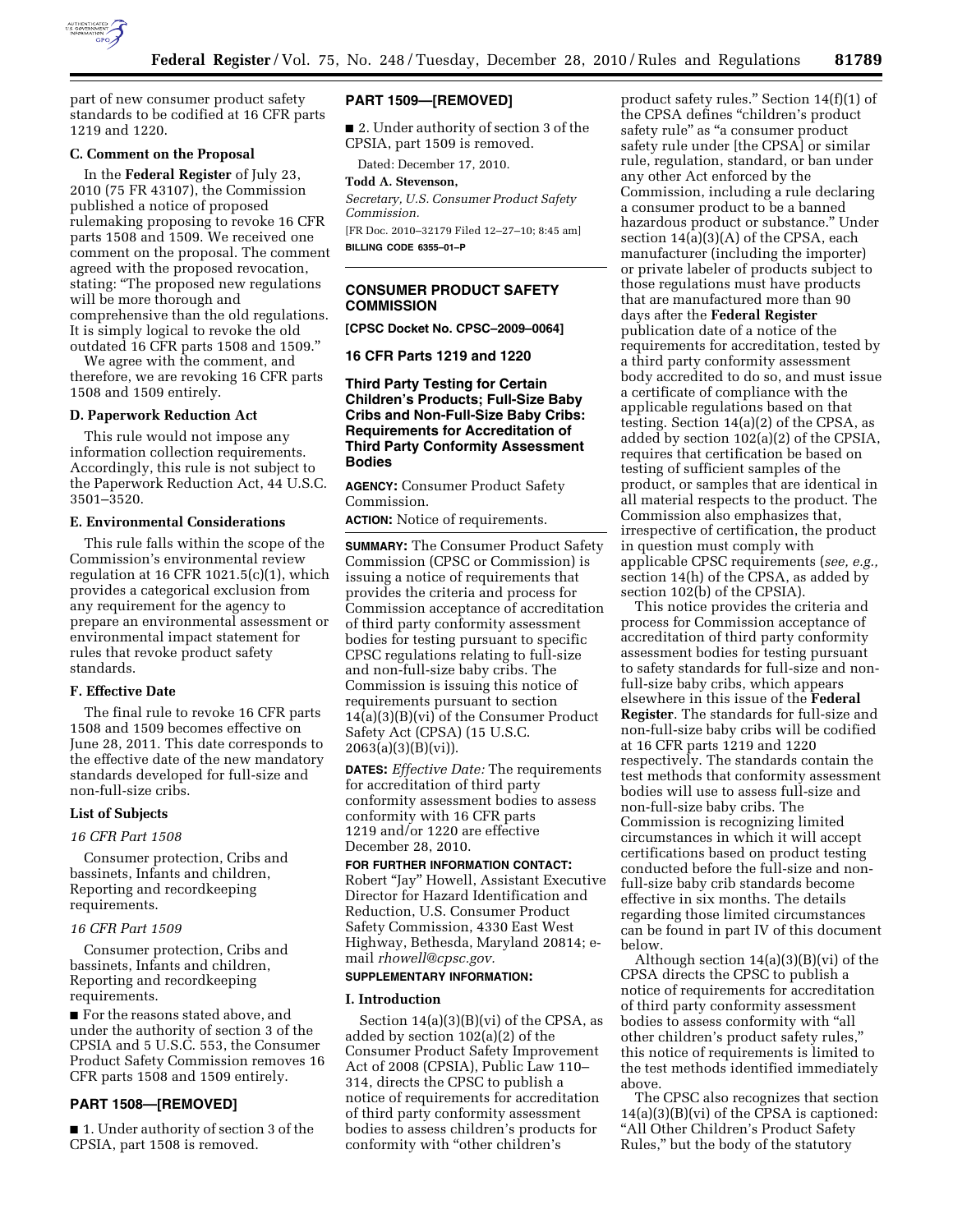part of new consumer product safety standards to be codified at 16 CFR parts 1219 and 1220.

### C. Comment on the Proposal

In the **Federal Register** of July 23, 2010 (75 FR 43107), the Commission published a notice of proposed rulemaking proposing to revoke 16 CFR parts 1508 and 1509. We received one comment on the proposal. The comment agreed with the proposed revocation, stating: "The proposed new regulations will be more thorough and comprehensive than the old regulations. It is simply logical to revoke the old outdated 16 CFR parts 1508 and 1509."

We agree with the comment, and therefore, we are revoking 16 CFR parts 1508 and 1509 entirely.

### D. Paperwork Reduction Act

This rule would not impose any information collection requirements. Accordingly, this rule is not subject to the Paperwork Reduction Act, 44 U.S.C. 3501–3520.

### E. Environmental Considerations

This rule falls within the scope of the Commission's environmental review regulation at 16 CFR 1021.5(c)(1), which provides a categorical exclusion from any requirement for the agency to prepare an environmental assessment or environmental impact statement for rules that revoke product safety standards.

### F. Effective Date

The final rule to revoke 16 CFR parts 1508 and 1509 becomes effective on June 28, 2011. This date corresponds to the effective date of the new mandatory standards developed for full-size and non-full-size cribs.

### List of Subjects

*16 CFR Part 1508*

Consumer protection, Cribs and bassinets, Infants and children, Reporting and recordkeeping requirements.

*16 CFR Part 1509*

Consumer protection, Cribs and bassinets, Infants and children, Reporting and recordkeeping requirements.

■ For the reasons stated above, and under the authority of section 3 of the CPSIA and 5 U.S.C. 553, the Consumer Product Safety Commission removes 16 CFR parts 1508 and 1509 entirely.

## PART 1508—[REMOVED]

■ 1. Under authority of section 3 of the CPSIA, part 1508 is removed.

## PART 1509—[REMOVED]

■ 2. Under authority of section 3 of the CPSIA, part 1509 is removed.

Dated: December 17, 2010.

**Todd A. Stevenson,**

*Secretary, U.S. Consumer Product Safety Commission.*

[FR Doc. 2010–32179 Filed 12–27–10; 8:45 am]

**BILLING CODE 6355–01–P**

---

## CONSUMER PRODUCT SAFETY COMMISSION

**[CPSC Docket No. CPSC–2009–0064]**

**16 CFR Parts 1219 and 1220**

## Third Party Testing for Certain Children's Products; Full-Size Baby Cribs and Non-Full-Size Baby Cribs: Requirements for Accreditation of Third Party Conformity Assessment Bodies

**AGENCY:** Consumer Product Safety Commission.

**ACTION:** Notice of requirements.

**SUMMARY:** The Consumer Product Safety Commission (CPSC or Commission) is issuing a notice of requirements that provides the criteria and process for Commission acceptance of accreditation of third party conformity assessment bodies for testing pursuant to specific CPSC regulations relating to full-size and non-full-size baby cribs. The Commission is issuing this notice of requirements pursuant to section 14(a)(3)(B)(vi) of the Consumer Product Safety Act (CPSA) (15 U.S.C. 2063(a)(3)(B)(vi)).

**DATES:** *Effective Date:* The requirements for accreditation of third party conformity assessment bodies to assess conformity with 16 CFR parts 1219 and/or 1220 are effective December 28, 2010.

**FOR FURTHER INFORMATION CONTACT:** Robert "Jay" Howell, Assistant Executive Director for Hazard Identification and Reduction, U.S. Consumer Product Safety Commission, 4330 East West Highway, Bethesda, Maryland 20814; e-mail *rhowell@cpsc.gov.*

**SUPPLEMENTARY INFORMATION:**

### I. Introduction

Section 14(a)(3)(B)(vi) of the CPSA, as added by section 102(a)(2) of the Consumer Product Safety Improvement Act of 2008 (CPSIA), Public Law 110–314, directs the CPSC to publish a notice of requirements for accreditation of third party conformity assessment bodies to assess children's products for conformity with "other children's product safety rules." Section 14(f)(1) of the CPSA defines "children's product safety rule" as "a consumer product safety rule under [the CPSA] or similar rule, regulation, standard, or ban under any other Act enforced by the Commission, including a rule declaring a consumer product to be a banned hazardous product or substance." Under section 14(a)(3)(A) of the CPSA, each manufacturer (including the importer) or private labeler of products subject to those regulations must have products that are manufactured more than 90 days after the **Federal Register** publication date of a notice of the requirements for accreditation, tested by a third party conformity assessment body accredited to do so, and must issue a certificate of compliance with the applicable regulations based on that testing. Section 14(a)(2) of the CPSA, as added by section 102(a)(2) of the CPSIA, requires that certification be based on testing of sufficient samples of the product, or samples that are identical in all material respects to the product. The Commission also emphasizes that, irrespective of certification, the product in question must comply with applicable CPSC requirements (*see, e.g.,* section 14(h) of the CPSA, as added by section 102(b) of the CPSIA).

This notice provides the criteria and process for Commission acceptance of accreditation of third party conformity assessment bodies for testing pursuant to safety standards for full-size and non-full-size baby cribs, which appears elsewhere in this issue of the **Federal Register**. The standards for full-size and non-full-size baby cribs will be codified at 16 CFR parts 1219 and 1220 respectively. The standards contain the test methods that conformity assessment bodies will use to assess full-size and non-full-size baby cribs. The Commission is recognizing limited circumstances in which it will accept certifications based on product testing conducted before the full-size and non-full-size baby crib standards become effective in six months. The details regarding those limited circumstances can be found in part IV of this document below.

Although section 14(a)(3)(B)(vi) of the CPSA directs the CPSC to publish a notice of requirements for accreditation of third party conformity assessment bodies to assess conformity with "all other children's product safety rules," this notice of requirements is limited to the test methods identified immediately above.

The CPSC also recognizes that section 14(a)(3)(B)(vi) of the CPSA is captioned: "All Other Children's Product Safety Rules," but the body of the statutory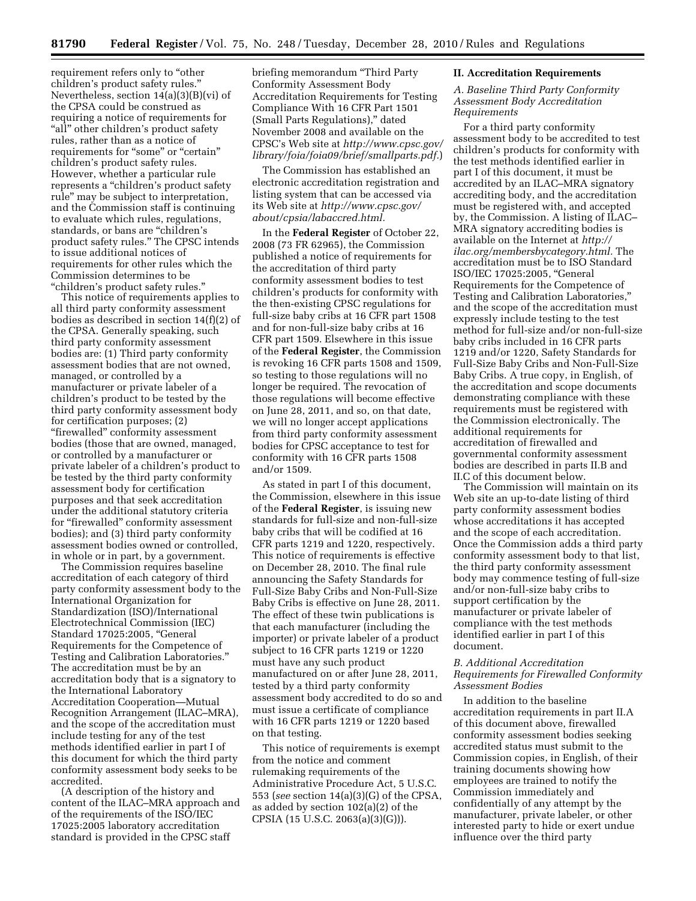requirement refers only to "other children's product safety rules." Nevertheless, section 14(a)(3)(B)(vi) of the CPSA could be construed as requiring a notice of requirements for "all" other children's product safety rules, rather than as a notice of requirements for "some" or "certain" children's product safety rules. However, whether a particular rule represents a "children's product safety rule" may be subject to interpretation, and the Commission staff is continuing to evaluate which rules, regulations, standards, or bans are "children's product safety rules." The CPSC intends to issue additional notices of requirements for other rules which the Commission determines to be "children's product safety rules."

This notice of requirements applies to all third party conformity assessment bodies as described in section 14(f)(2) of the CPSA. Generally speaking, such third party conformity assessment bodies are: (1) Third party conformity assessment bodies that are not owned, managed, or controlled by a manufacturer or private labeler of a children's product to be tested by the third party conformity assessment body for certification purposes; (2) "firewalled" conformity assessment bodies (those that are owned, managed, or controlled by a manufacturer or private labeler of a children's product to be tested by the third party conformity assessment body for certification purposes and that seek accreditation under the additional statutory criteria for "firewalled" conformity assessment bodies); and (3) third party conformity assessment bodies owned or controlled, in whole or in part, by a government.

The Commission requires baseline accreditation of each category of third party conformity assessment body to the International Organization for Standardization (ISO)/International Electrotechnical Commission (IEC) Standard 17025:2005, "General Requirements for the Competence of Testing and Calibration Laboratories." The accreditation must be by an accreditation body that is a signatory to the International Laboratory Accreditation Cooperation—Mutual Recognition Arrangement (ILAC–MRA), and the scope of the accreditation must include testing for any of the test methods identified earlier in part I of this document for which the third party conformity assessment body seeks to be accredited.

(A description of the history and content of the ILAC–MRA approach and of the requirements of the ISO/IEC 17025:2005 laboratory accreditation standard is provided in the CPSC staff briefing memorandum "Third Party Conformity Assessment Body Accreditation Requirements for Testing Compliance With 16 CFR Part 1501 (Small Parts Regulations)," dated November 2008 and available on the CPSC's Web site at *http://www.cpsc.gov/library/foia/foia09/brief/smallparts.pdf*.)

The Commission has established an electronic accreditation registration and listing system that can be accessed via its Web site at *http://www.cpsc.gov/about/cpsia/labaccred.html*.

In the **Federal Register** of October 22, 2008 (73 FR 62965), the Commission published a notice of requirements for the accreditation of third party conformity assessment bodies to test children's products for conformity with the then-existing CPSC regulations for full-size baby cribs at 16 CFR part 1508 and for non-full-size baby cribs at 16 CFR part 1509. Elsewhere in this issue of the **Federal Register**, the Commission is revoking 16 CFR parts 1508 and 1509, so testing to those regulations will no longer be required. The revocation of those regulations will become effective on June 28, 2011, and so, on that date, we will no longer accept applications from third party conformity assessment bodies for CPSC acceptance to test for conformity with 16 CFR parts 1508 and/or 1509.

As stated in part I of this document, the Commission, elsewhere in this issue of the **Federal Register**, is issuing new standards for full-size and non-full-size baby cribs that will be codified at 16 CFR parts 1219 and 1220, respectively. This notice of requirements is effective on December 28, 2010. The final rule announcing the Safety Standards for Full-Size Baby Cribs and Non-Full-Size Baby Cribs is effective on June 28, 2011. The effect of these twin publications is that each manufacturer (including the importer) or private labeler of a product subject to 16 CFR parts 1219 or 1220 must have any such product manufactured on or after June 28, 2011, tested by a third party conformity assessment body accredited to do so and must issue a certificate of compliance with 16 CFR parts 1219 or 1220 based on that testing.

This notice of requirements is exempt from the notice and comment rulemaking requirements of the Administrative Procedure Act, 5 U.S.C. 553 (*see* section 14(a)(3)(G) of the CPSA, as added by section 102(a)(2) of the CPSIA (15 U.S.C. 2063(a)(3)(G))).

## II. Accreditation Requirements

### *A. Baseline Third Party Conformity Assessment Body Accreditation Requirements*

For a third party conformity assessment body to be accredited to test children's products for conformity with the test methods identified earlier in part I of this document, it must be accredited by an ILAC–MRA signatory accrediting body, and the accreditation must be registered with, and accepted by, the Commission. A listing of ILAC–MRA signatory accrediting bodies is available on the Internet at *http://ilac.org/membersbycategory.html*. The accreditation must be to ISO Standard ISO/IEC 17025:2005, "General Requirements for the Competence of Testing and Calibration Laboratories," and the scope of the accreditation must expressly include testing to the test method for full-size and/or non-full-size baby cribs included in 16 CFR parts 1219 and/or 1220, Safety Standards for Full-Size Baby Cribs and Non-Full-Size Baby Cribs. A true copy, in English, of the accreditation and scope documents demonstrating compliance with these requirements must be registered with the Commission electronically. The additional requirements for accreditation of firewalled and governmental conformity assessment bodies are described in parts II.B and II.C of this document below.

The Commission will maintain on its Web site an up-to-date listing of third party conformity assessment bodies whose accreditations it has accepted and the scope of each accreditation. Once the Commission adds a third party conformity assessment body to that list, the third party conformity assessment body may commence testing of full-size and/or non-full-size baby cribs to support certification by the manufacturer or private labeler of compliance with the test methods identified earlier in part I of this document.

### *B. Additional Accreditation Requirements for Firewalled Conformity Assessment Bodies*

In addition to the baseline accreditation requirements in part II.A of this document above, firewalled conformity assessment bodies seeking accredited status must submit to the Commission copies, in English, of their training documents showing how employees are trained to notify the Commission immediately and confidentially of any attempt by the manufacturer, private labeler, or other interested party to hide or exert undue influence over the third party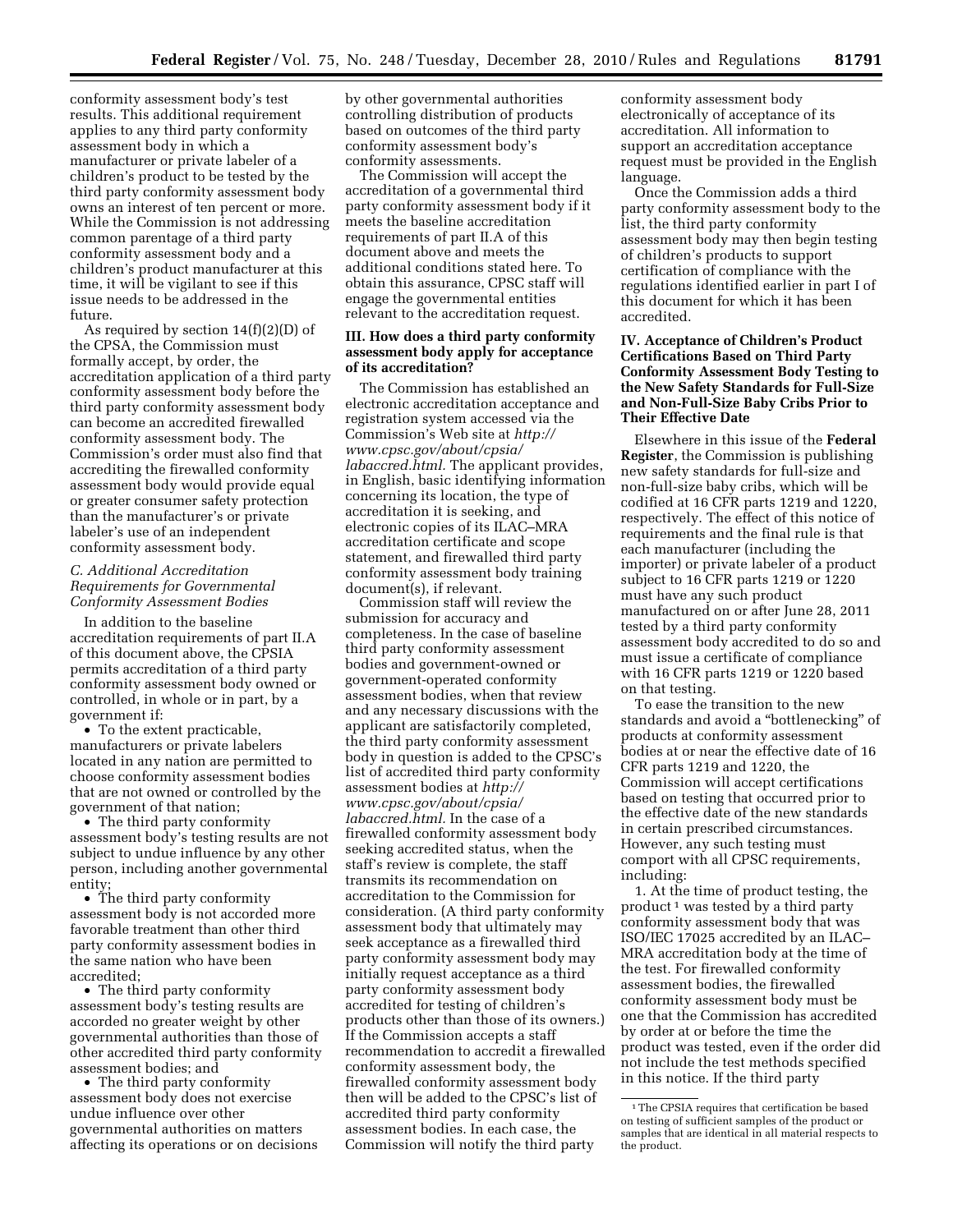conformity assessment body's test results. This additional requirement applies to any third party conformity assessment body in which a manufacturer or private labeler of a children's product to be tested by the third party conformity assessment body owns an interest of ten percent or more. While the Commission is not addressing common parentage of a third party conformity assessment body and a children's product manufacturer at this time, it will be vigilant to see if this issue needs to be addressed in the future.

As required by section 14(f)(2)(D) of the CPSA, the Commission must formally accept, by order, the accreditation application of a third party conformity assessment body before the third party conformity assessment body can become an accredited firewalled conformity assessment body. The Commission's order must also find that accrediting the firewalled conformity assessment body would provide equal or greater consumer safety protection than the manufacturer's or private labeler's use of an independent conformity assessment body.

### *C. Additional Accreditation Requirements for Governmental Conformity Assessment Bodies*

In addition to the baseline accreditation requirements of part II.A of this document above, the CPSIA permits accreditation of a third party conformity assessment body owned or controlled, in whole or in part, by a government if:

- To the extent practicable, manufacturers or private labelers located in any nation are permitted to choose conformity assessment bodies that are not owned or controlled by the government of that nation;
- The third party conformity assessment body's testing results are not subject to undue influence by any other person, including another governmental entity;
- The third party conformity assessment body is not accorded more favorable treatment than other third party conformity assessment bodies in the same nation who have been accredited;
- The third party conformity assessment body's testing results are accorded no greater weight by other governmental authorities than those of other accredited third party conformity assessment bodies; and
- The third party conformity assessment body does not exercise undue influence over other governmental authorities on matters affecting its operations or on decisions by other governmental authorities controlling distribution of products based on outcomes of the third party conformity assessment body's conformity assessments.

The Commission will accept the accreditation of a governmental third party conformity assessment body if it meets the baseline accreditation requirements of part II.A of this document above and meets the additional conditions stated here. To obtain this assurance, CPSC staff will engage the governmental entities relevant to the accreditation request.

## III. How does a third party conformity assessment body apply for acceptance of its accreditation?

The Commission has established an electronic accreditation acceptance and registration system accessed via the Commission's Web site at *http://www.cpsc.gov/about/cpsia/labaccred.html.* The applicant provides, in English, basic identifying information concerning its location, the type of accreditation it is seeking, and electronic copies of its ILAC–MRA accreditation certificate and scope statement, and firewalled third party conformity assessment body training document(s), if relevant.

Commission staff will review the submission for accuracy and completeness. In the case of baseline third party conformity assessment bodies and government-owned or government-operated conformity assessment bodies, when that review and any necessary discussions with the applicant are satisfactorily completed, the third party conformity assessment body in question is added to the CPSC's list of accredited third party conformity assessment bodies at *http://www.cpsc.gov/about/cpsia/labaccred.html.* In the case of a firewalled conformity assessment body seeking accredited status, when the staff's review is complete, the staff transmits its recommendation on accreditation to the Commission for consideration. (A third party conformity assessment body that ultimately may seek acceptance as a firewalled third party conformity assessment body may initially request acceptance as a third party conformity assessment body accredited for testing of children's products other than those of its owners.) If the Commission accepts a staff recommendation to accredit a firewalled conformity assessment body, the firewalled conformity assessment body then will be added to the CPSC's list of accredited third party conformity assessment bodies. In each case, the Commission will notify the third party conformity assessment body electronically of acceptance of its accreditation. All information to support an accreditation acceptance request must be provided in the English language.

Once the Commission adds a third party conformity assessment body to the list, the third party conformity assessment body may then begin testing of children's products to support certification of compliance with the regulations identified earlier in part I of this document for which it has been accredited.

## IV. Acceptance of Children's Product Certifications Based on Third Party Conformity Assessment Body Testing to the New Safety Standards for Full-Size and Non-Full-Size Baby Cribs Prior to Their Effective Date

Elsewhere in this issue of the **Federal Register**, the Commission is publishing new safety standards for full-size and non-full-size baby cribs, which will be codified at 16 CFR parts 1219 and 1220, respectively. The effect of this notice of requirements and the final rule is that each manufacturer (including the importer) or private labeler of a product subject to 16 CFR parts 1219 or 1220 must have any such product manufactured on or after June 28, 2011 tested by a third party conformity assessment body accredited to do so and must issue a certificate of compliance with 16 CFR parts 1219 or 1220 based on that testing.

To ease the transition to the new standards and avoid a "bottlenecking" of products at conformity assessment bodies at or near the effective date of 16 CFR parts 1219 and 1220, the Commission will accept certifications based on testing that occurred prior to the effective date of the new standards in certain prescribed circumstances. However, any such testing must comport with all CPSC requirements, including:

1. At the time of product testing, the product[1] was tested by a third party conformity assessment body that was ISO/IEC 17025 accredited by an ILAC–MRA accreditation body at the time of the test. For firewalled conformity assessment bodies, the firewalled conformity assessment body must be one that the Commission has accredited by order at or before the time the product was tested, even if the order did not include the test methods specified in this notice. If the third party

---

[1] The CPSIA requires that certification be based on testing of sufficient samples of the product or samples that are identical in all material respects to the product.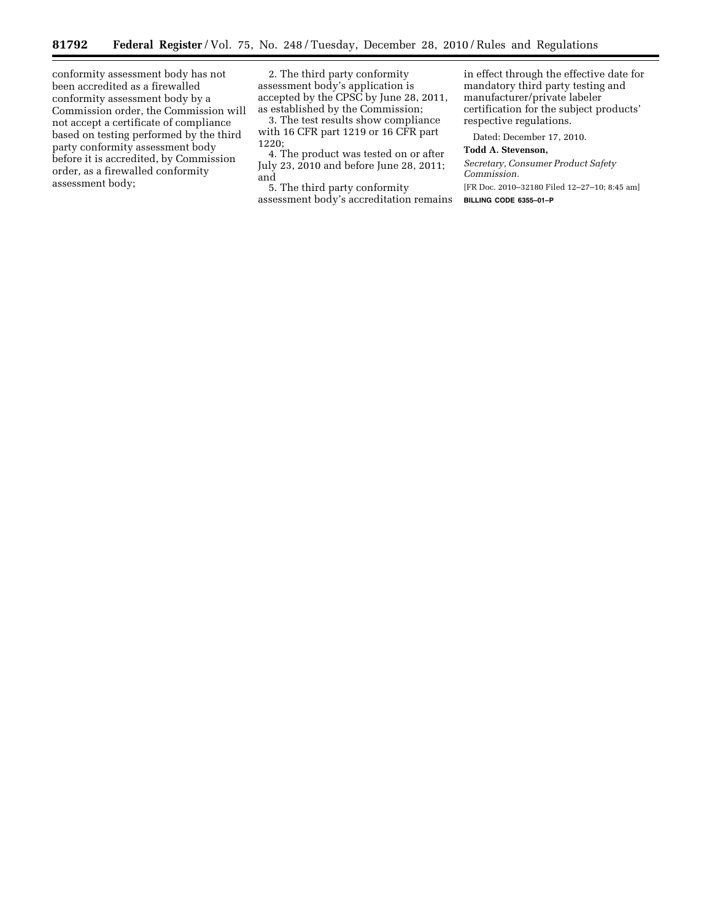conformity assessment body has not been accredited as a firewalled conformity assessment body by a Commission order, the Commission will not accept a certificate of compliance based on testing performed by the third party conformity assessment body before it is accredited, by Commission order, as a firewalled conformity assessment body;

2. The third party conformity assessment body's application is accepted by the CPSC by June 28, 2011, as established by the Commission;

3. The test results show compliance with 16 CFR part 1219 or 16 CFR part 1220;

4. The product was tested on or after July 23, 2010 and before June 28, 2011; and

5. The third party conformity assessment body's accreditation remains in effect through the effective date for mandatory third party testing and manufacturer/private labeler certification for the subject products' respective regulations.

Dated: December 17, 2010.

**Todd A. Stevenson,**

*Secretary, Consumer Product Safety Commission.*

[FR Doc. 2010–32180 Filed 12–27–10; 8:45 am]

**BILLING CODE 6355–01–P**